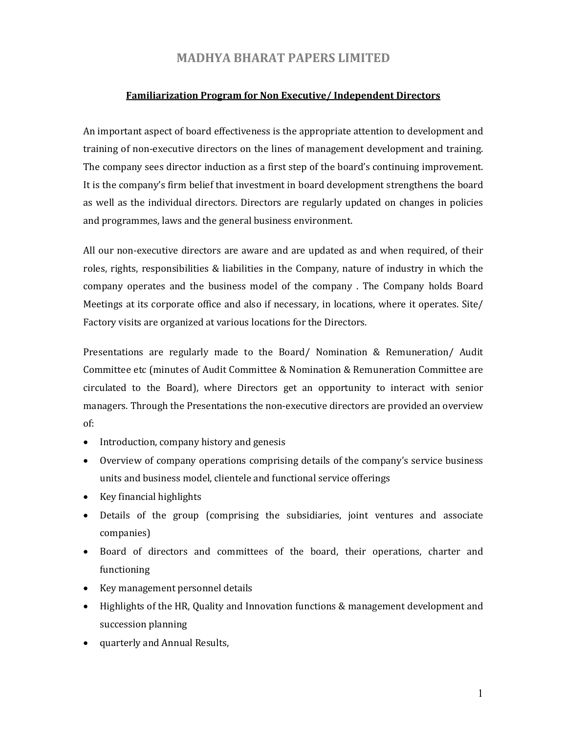# MADHYA BHARAT PAPERS LIMITED

## Familiarization Program for Non Executive/ Independent Directors

An important aspect of board effectiveness is the appropriate attention to development and training of non-executive directors on the lines of management development and training. The company sees director induction as a first step of the board's continuing improvement. It is the company's firm belief that investment in board development strengthens the board as well as the individual directors. Directors are regularly updated on changes in policies and programmes, laws and the general business environment.

All our non-executive directors are aware and are updated as and when required, of their roles, rights, responsibilities & liabilities in the Company, nature of industry in which the company operates and the business model of the company . The Company holds Board Meetings at its corporate office and also if necessary, in locations, where it operates. Site/ Factory visits are organized at various locations for the Directors.

Presentations are regularly made to the Board/ Nomination & Remuneration/ Audit Committee etc (minutes of Audit Committee & Nomination & Remuneration Committee are circulated to the Board), where Directors get an opportunity to interact with senior managers. Through the Presentations the non-executive directors are provided an overview of:

- Introduction, company history and genesis
- Overview of company operations comprising details of the company's service business units and business model, clientele and functional service offerings
- Key financial highlights
- Details of the group (comprising the subsidiaries, joint ventures and associate companies)
- Board of directors and committees of the board, their operations, charter and functioning
- Key management personnel details
- Highlights of the HR, Quality and Innovation functions & management development and succession planning
- quarterly and Annual Results,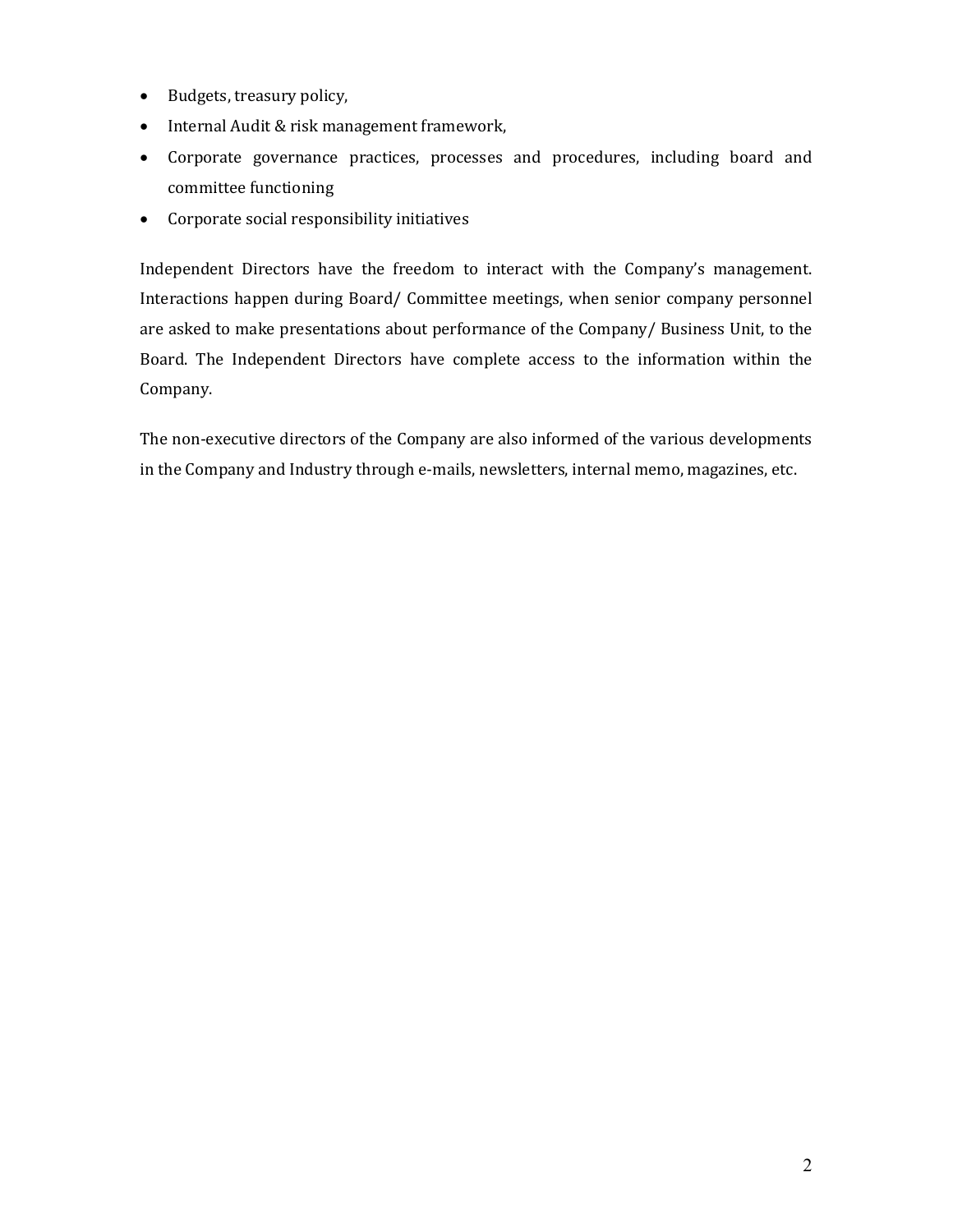- Budgets, treasury policy,
- Internal Audit & risk management framework,
- Corporate governance practices, processes and procedures, including board and committee functioning
- Corporate social responsibility initiatives

Independent Directors have the freedom to interact with the Company's management. Interactions happen during Board/ Committee meetings, when senior company personnel are asked to make presentations about performance of the Company/ Business Unit, to the Board. The Independent Directors have complete access to the information within the Company.

The non-executive directors of the Company are also informed of the various developments in the Company and Industry through e-mails, newsletters, internal memo, magazines, etc.